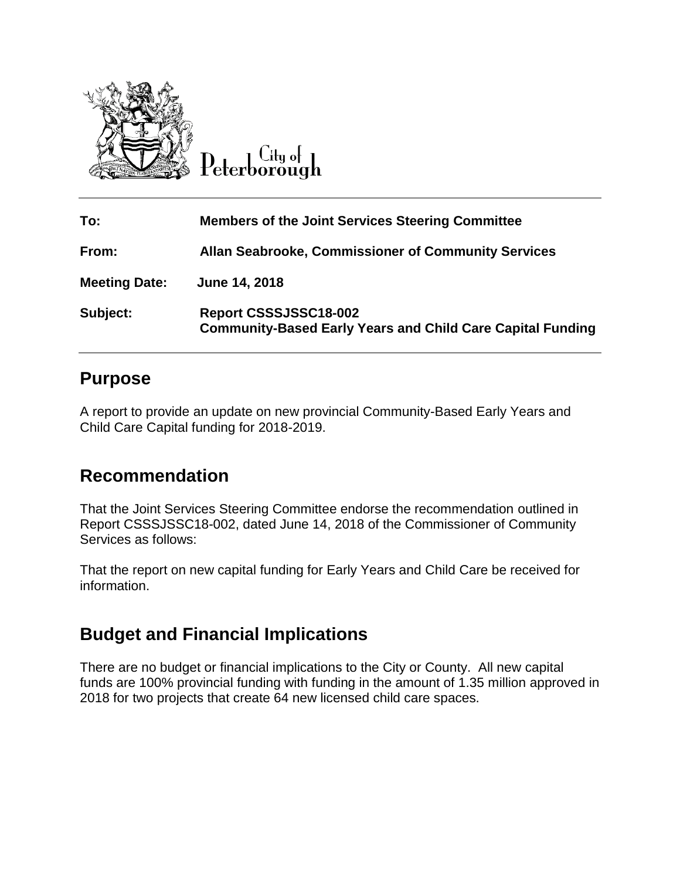City of Peterborough

| | |
|---|---|
| **To:** | **Members of the Joint Services Steering Committee** |
| **From:** | **Allan Seabrooke, Commissioner of Community Services** |
| **Meeting Date:** | **June 14, 2018** |
| **Subject:** | **Report CSSSJSSC18-002**<br>**Community-Based Early Years and Child Care Capital Funding** |

## Purpose

A report to provide an update on new provincial Community-Based Early Years and Child Care Capital funding for 2018-2019.

## Recommendation

That the Joint Services Steering Committee endorse the recommendation outlined in Report CSSSJSSC18-002, dated June 14, 2018 of the Commissioner of Community Services as follows:

That the report on new capital funding for Early Years and Child Care be received for information.

## Budget and Financial Implications

There are no budget or financial implications to the City or County. All new capital funds are 100% provincial funding with funding in the amount of 1.35 million approved in 2018 for two projects that create 64 new licensed child care spaces.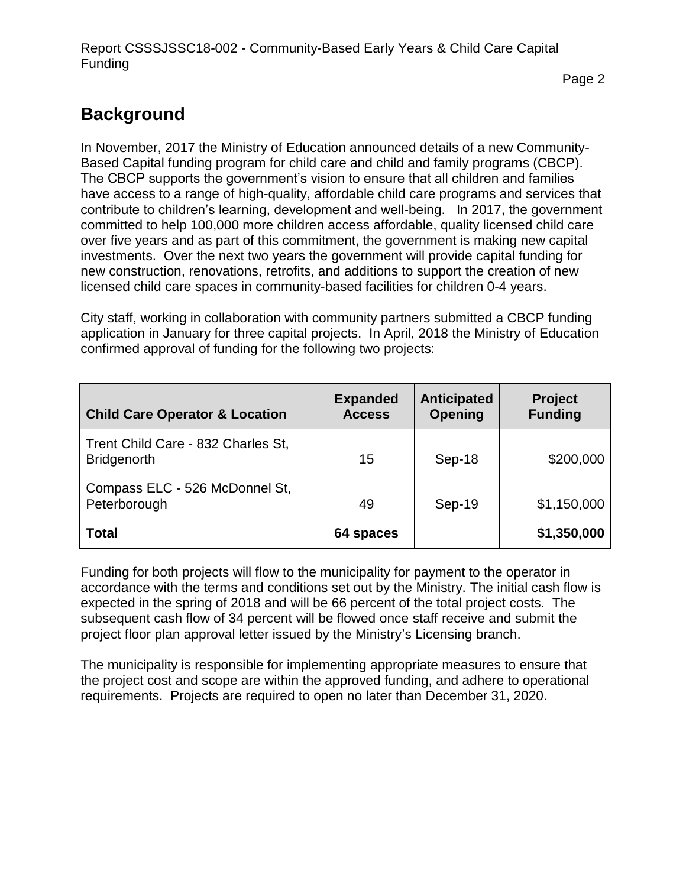## Background

In November, 2017 the Ministry of Education announced details of a new Community-Based Capital funding program for child care and child and family programs (CBCP). The CBCP supports the government's vision to ensure that all children and families have access to a range of high-quality, affordable child care programs and services that contribute to children's learning, development and well-being. In 2017, the government committed to help 100,000 more children access affordable, quality licensed child care over five years and as part of this commitment, the government is making new capital investments. Over the next two years the government will provide capital funding for new construction, renovations, retrofits, and additions to support the creation of new licensed child care spaces in community-based facilities for children 0-4 years.

City staff, working in collaboration with community partners submitted a CBCP funding application in January for three capital projects. In April, 2018 the Ministry of Education confirmed approval of funding for the following two projects:

| Child Care Operator & Location | Expanded Access | Anticipated Opening | Project Funding |
|---|---|---|---|
| Trent Child Care - 832 Charles St, Bridgenorth | 15 | Sep-18 | $200,000 |
| Compass ELC - 526 McDonnel St, Peterborough | 49 | Sep-19 | $1,150,000 |
| **Total** | **64 spaces** | | **$1,350,000** |

Funding for both projects will flow to the municipality for payment to the operator in accordance with the terms and conditions set out by the Ministry. The initial cash flow is expected in the spring of 2018 and will be 66 percent of the total project costs. The subsequent cash flow of 34 percent will be flowed once staff receive and submit the project floor plan approval letter issued by the Ministry's Licensing branch.

The municipality is responsible for implementing appropriate measures to ensure that the project cost and scope are within the approved funding, and adhere to operational requirements. Projects are required to open no later than December 31, 2020.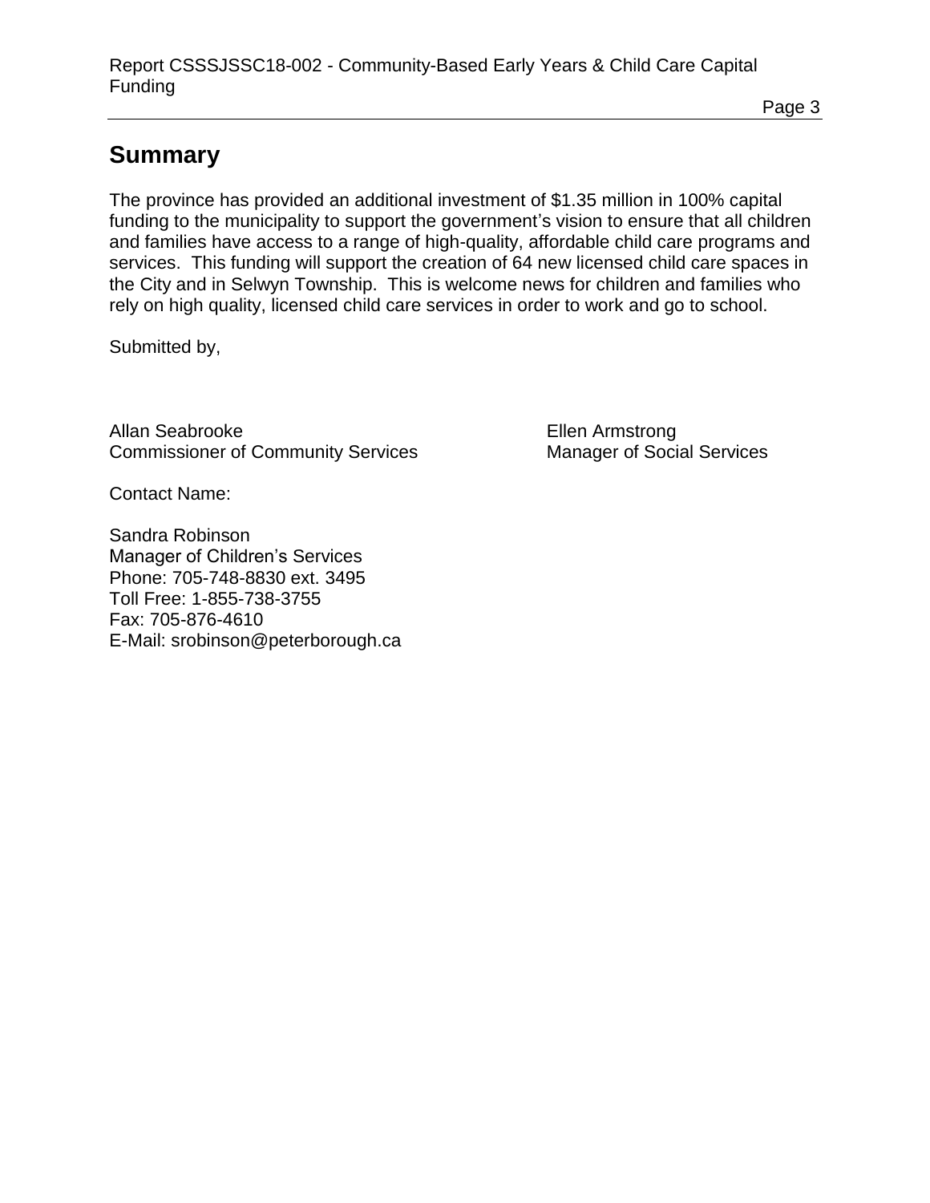## Summary

The province has provided an additional investment of $1.35 million in 100% capital funding to the municipality to support the government's vision to ensure that all children and families have access to a range of high-quality, affordable child care programs and services. This funding will support the creation of 64 new licensed child care spaces in the City and in Selwyn Township. This is welcome news for children and families who rely on high quality, licensed child care services in order to work and go to school.

Submitted by,

Allan Seabrooke
Commissioner of Community Services

Ellen Armstrong
Manager of Social Services

Contact Name:

Sandra Robinson
Manager of Children's Services
Phone: 705-748-8830 ext. 3495
Toll Free: 1-855-738-3755
Fax: 705-876-4610
E-Mail: srobinson@peterborough.ca